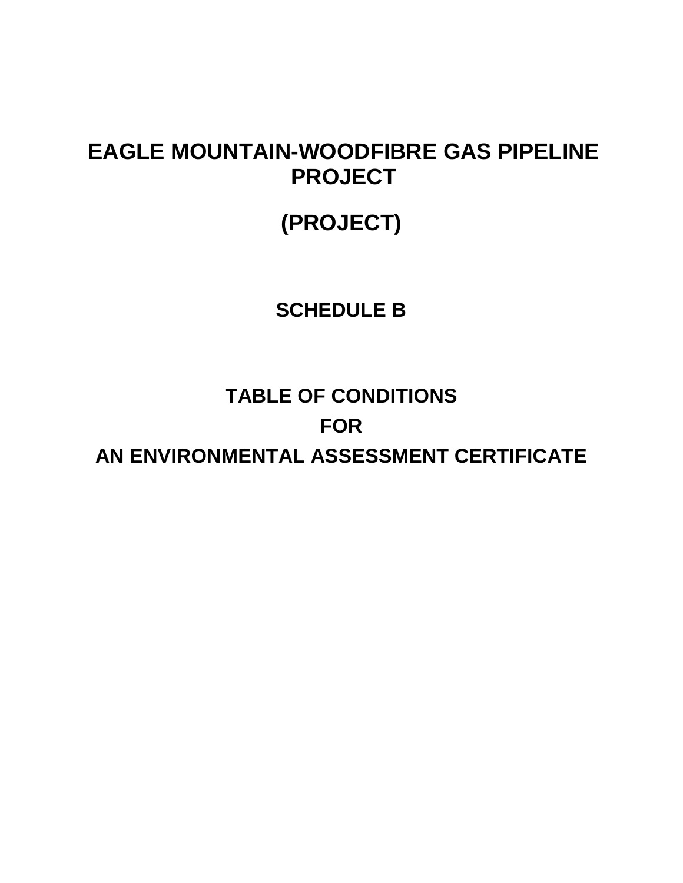# EAGLE MOUNTAIN-WOODFIBRE GAS PIPELINE PROJECT

# (PROJECT)

## SCHEDULE B

## TABLE OF CONDITIONS

## FOR

## AN ENVIRONMENTAL ASSESSMENT CERTIFICATE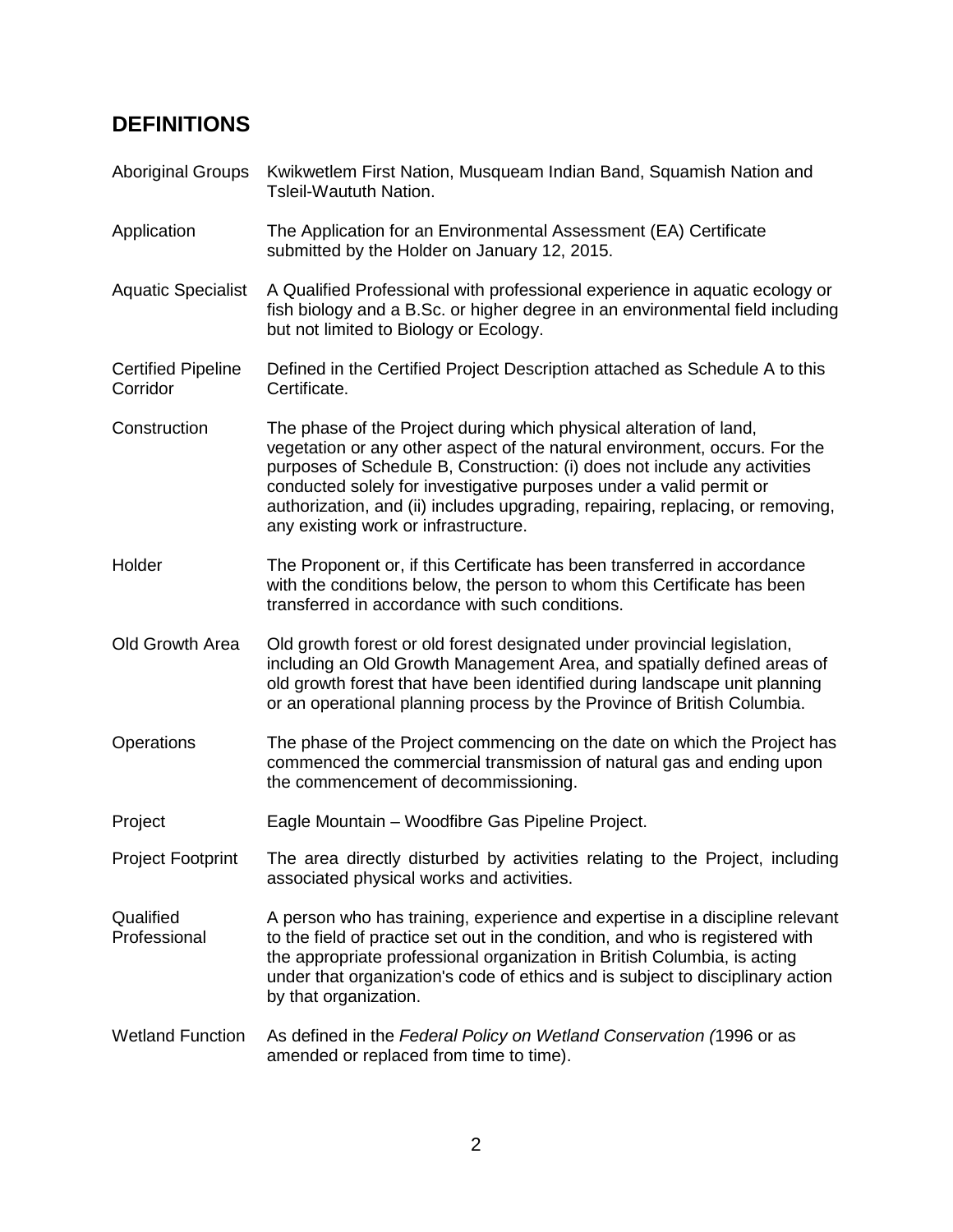## DEFINITIONS

| | |
|---|---|
| Aboriginal Groups | Kwikwetlem First Nation, Musqueam Indian Band, Squamish Nation and Tsleil-Waututh Nation. |
| Application | The Application for an Environmental Assessment (EA) Certificate submitted by the Holder on January 12, 2015. |
| Aquatic Specialist | A Qualified Professional with professional experience in aquatic ecology or fish biology and a B.Sc. or higher degree in an environmental field including but not limited to Biology or Ecology. |
| Certified Pipeline Corridor | Defined in the Certified Project Description attached as Schedule A to this Certificate. |
| Construction | The phase of the Project during which physical alteration of land, vegetation or any other aspect of the natural environment, occurs. For the purposes of Schedule B, Construction: (i) does not include any activities conducted solely for investigative purposes under a valid permit or authorization, and (ii) includes upgrading, repairing, replacing, or removing, any existing work or infrastructure. |
| Holder | The Proponent or, if this Certificate has been transferred in accordance with the conditions below, the person to whom this Certificate has been transferred in accordance with such conditions. |
| Old Growth Area | Old growth forest or old forest designated under provincial legislation, including an Old Growth Management Area, and spatially defined areas of old growth forest that have been identified during landscape unit planning or an operational planning process by the Province of British Columbia. |
| Operations | The phase of the Project commencing on the date on which the Project has commenced the commercial transmission of natural gas and ending upon the commencement of decommissioning. |
| Project | Eagle Mountain – Woodfibre Gas Pipeline Project. |
| Project Footprint | The area directly disturbed by activities relating to the Project, including associated physical works and activities. |
| Qualified Professional | A person who has training, experience and expertise in a discipline relevant to the field of practice set out in the condition, and who is registered with the appropriate professional organization in British Columbia, is acting under that organization's code of ethics and is subject to disciplinary action by that organization. |
| Wetland Function | As defined in the *Federal Policy on Wetland Conservation (*1996 or as amended or replaced from time to time). |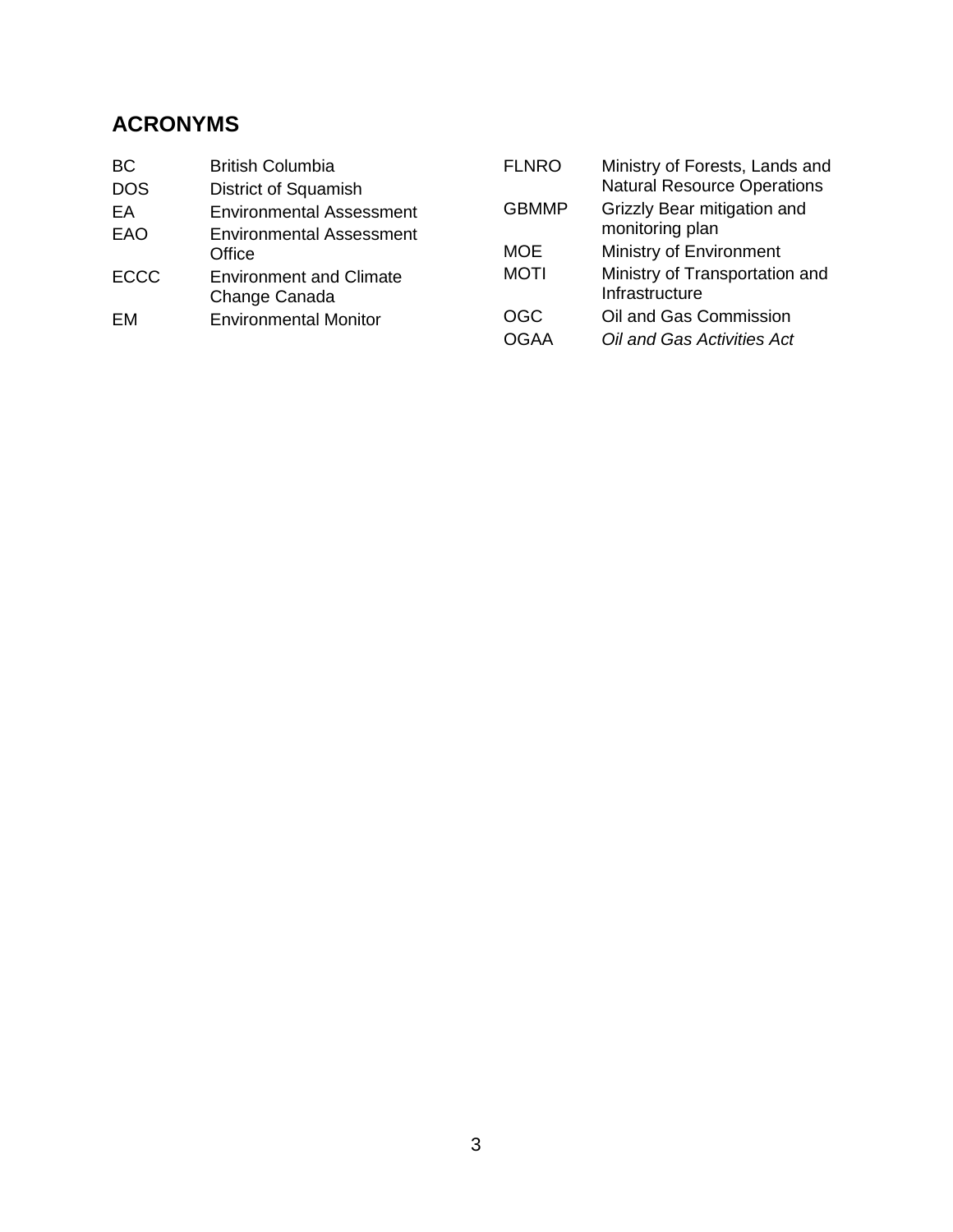## ACRONYMS

| | |
|---|---|
| BC | British Columbia |
| DOS | District of Squamish |
| EA | Environmental Assessment |
| EAO | Environmental Assessment Office |
| ECCC | Environment and Climate Change Canada |
| EM | Environmental Monitor |
| FLNRO | Ministry of Forests, Lands and Natural Resource Operations |
| GBMMP | Grizzly Bear mitigation and monitoring plan |
| MOE | Ministry of Environment |
| MOTI | Ministry of Transportation and Infrastructure |
| OGC | Oil and Gas Commission |
| OGAA | *Oil and Gas Activities Act* |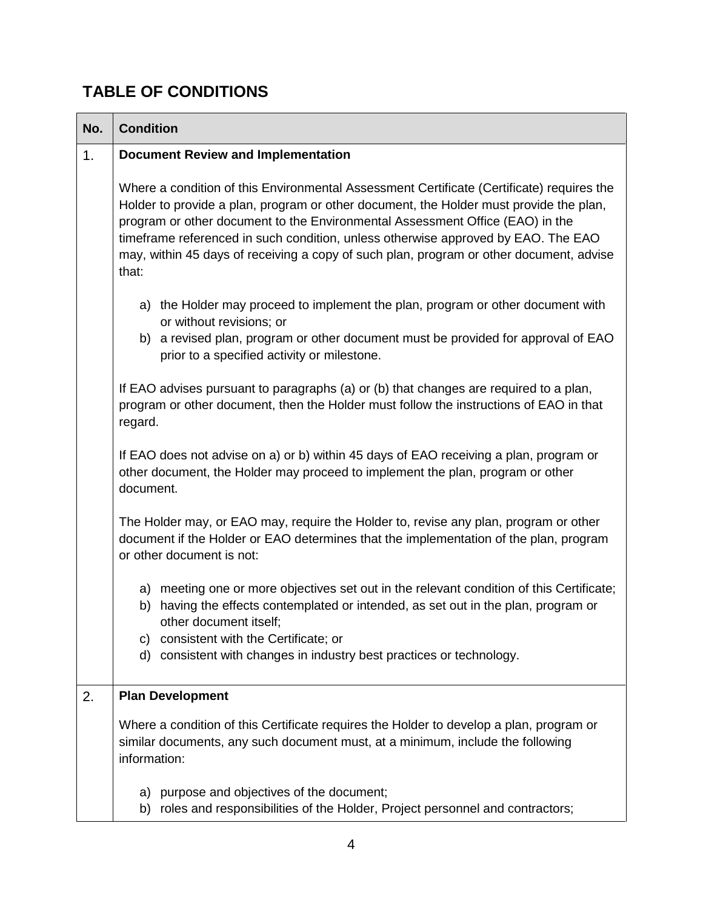## TABLE OF CONDITIONS

| No. | Condition |
|---|---|
| 1. | **Document Review and Implementation**<br><br>Where a condition of this Environmental Assessment Certificate (Certificate) requires the Holder to provide a plan, program or other document, the Holder must provide the plan, program or other document to the Environmental Assessment Office (EAO) in the timeframe referenced in such condition, unless otherwise approved by EAO. The EAO may, within 45 days of receiving a copy of such plan, program or other document, advise that:<br><br>a) the Holder may proceed to implement the plan, program or other document with or without revisions; or<br>b) a revised plan, program or other document must be provided for approval of EAO prior to a specified activity or milestone.<br><br>If EAO advises pursuant to paragraphs (a) or (b) that changes are required to a plan, program or other document, then the Holder must follow the instructions of EAO in that regard.<br><br>If EAO does not advise on a) or b) within 45 days of EAO receiving a plan, program or other document, the Holder may proceed to implement the plan, program or other document.<br><br>The Holder may, or EAO may, require the Holder to, revise any plan, program or other document if the Holder or EAO determines that the implementation of the plan, program or other document is not:<br><br>a) meeting one or more objectives set out in the relevant condition of this Certificate;<br>b) having the effects contemplated or intended, as set out in the plan, program or other document itself;<br>c) consistent with the Certificate; or<br>d) consistent with changes in industry best practices or technology. |
| 2. | **Plan Development**<br><br>Where a condition of this Certificate requires the Holder to develop a plan, program or similar documents, any such document must, at a minimum, include the following information:<br><br>a) purpose and objectives of the document;<br>b) roles and responsibilities of the Holder, Project personnel and contractors; |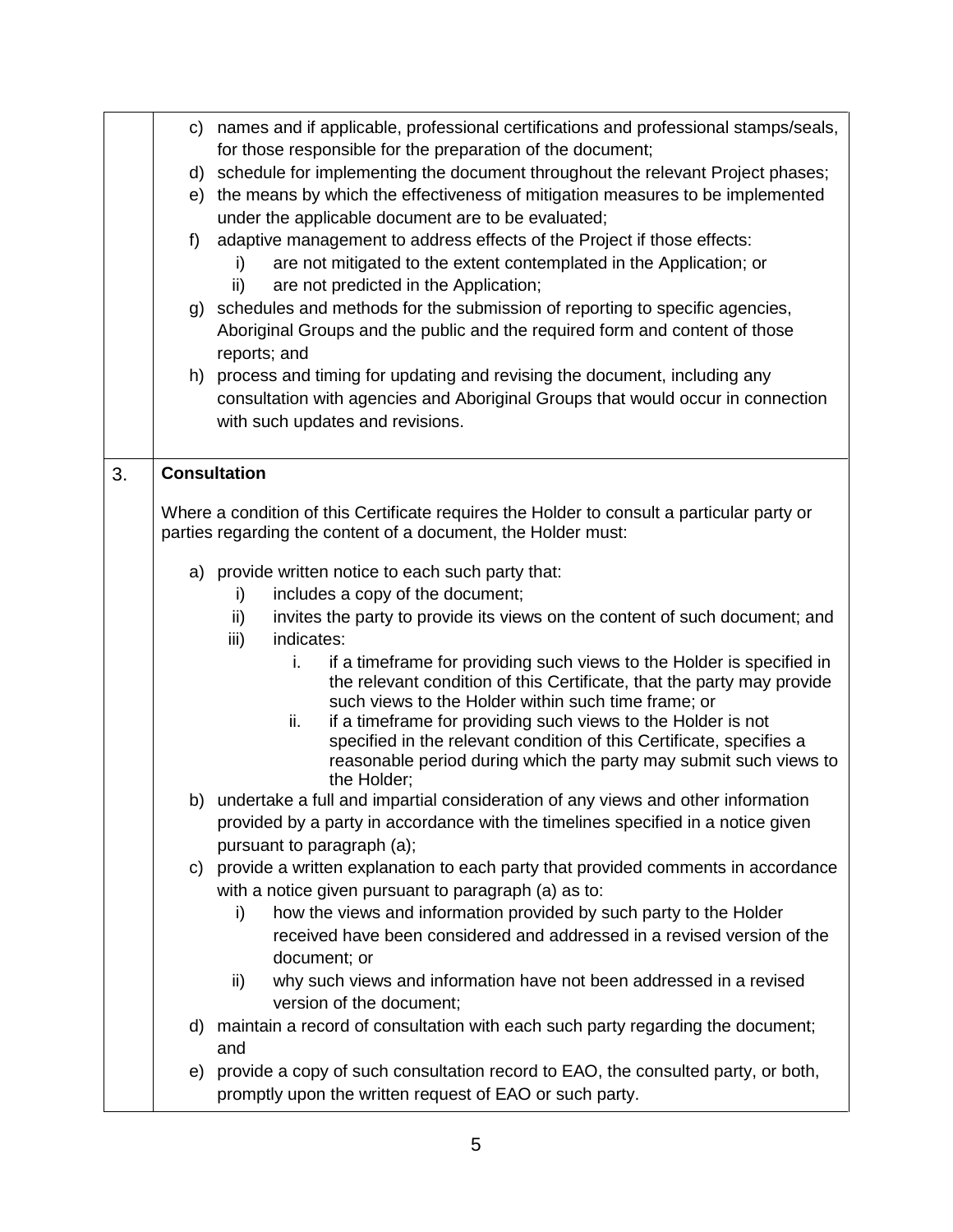|  |  |
|---|---|
|  | c) names and if applicable, professional certifications and professional stamps/seals, for those responsible for the preparation of the document;<br>d) schedule for implementing the document throughout the relevant Project phases;<br>e) the means by which the effectiveness of mitigation measures to be implemented under the applicable document are to be evaluated;<br>f) adaptive management to address effects of the Project if those effects:<br>&nbsp;&nbsp;&nbsp;&nbsp;i) are not mitigated to the extent contemplated in the Application; or<br>&nbsp;&nbsp;&nbsp;&nbsp;ii) are not predicted in the Application;<br>g) schedules and methods for the submission of reporting to specific agencies, Aboriginal Groups and the public and the required form and content of those reports; and<br>h) process and timing for updating and revising the document, including any consultation with agencies and Aboriginal Groups that would occur in connection with such updates and revisions. |
| 3. | **Consultation**<br><br>Where a condition of this Certificate requires the Holder to consult a particular party or parties regarding the content of a document, the Holder must:<br><br>a) provide written notice to each such party that:<br>&nbsp;&nbsp;&nbsp;&nbsp;i) includes a copy of the document;<br>&nbsp;&nbsp;&nbsp;&nbsp;ii) invites the party to provide its views on the content of such document; and<br>&nbsp;&nbsp;&nbsp;&nbsp;iii) indicates:<br>&nbsp;&nbsp;&nbsp;&nbsp;&nbsp;&nbsp;&nbsp;&nbsp;i. if a timeframe for providing such views to the Holder is specified in the relevant condition of this Certificate, that the party may provide such views to the Holder within such time frame; or<br>&nbsp;&nbsp;&nbsp;&nbsp;&nbsp;&nbsp;&nbsp;&nbsp;ii. if a timeframe for providing such views to the Holder is not specified in the relevant condition of this Certificate, specifies a reasonable period during which the party may submit such views to the Holder;<br>b) undertake a full and impartial consideration of any views and other information provided by a party in accordance with the timelines specified in a notice given pursuant to paragraph (a);<br>c) provide a written explanation to each party that provided comments in accordance with a notice given pursuant to paragraph (a) as to:<br>&nbsp;&nbsp;&nbsp;&nbsp;i) how the views and information provided by such party to the Holder received have been considered and addressed in a revised version of the document; or<br>&nbsp;&nbsp;&nbsp;&nbsp;ii) why such views and information have not been addressed in a revised version of the document;<br>d) maintain a record of consultation with each such party regarding the document; and<br>e) provide a copy of such consultation record to EAO, the consulted party, or both, promptly upon the written request of EAO or such party. |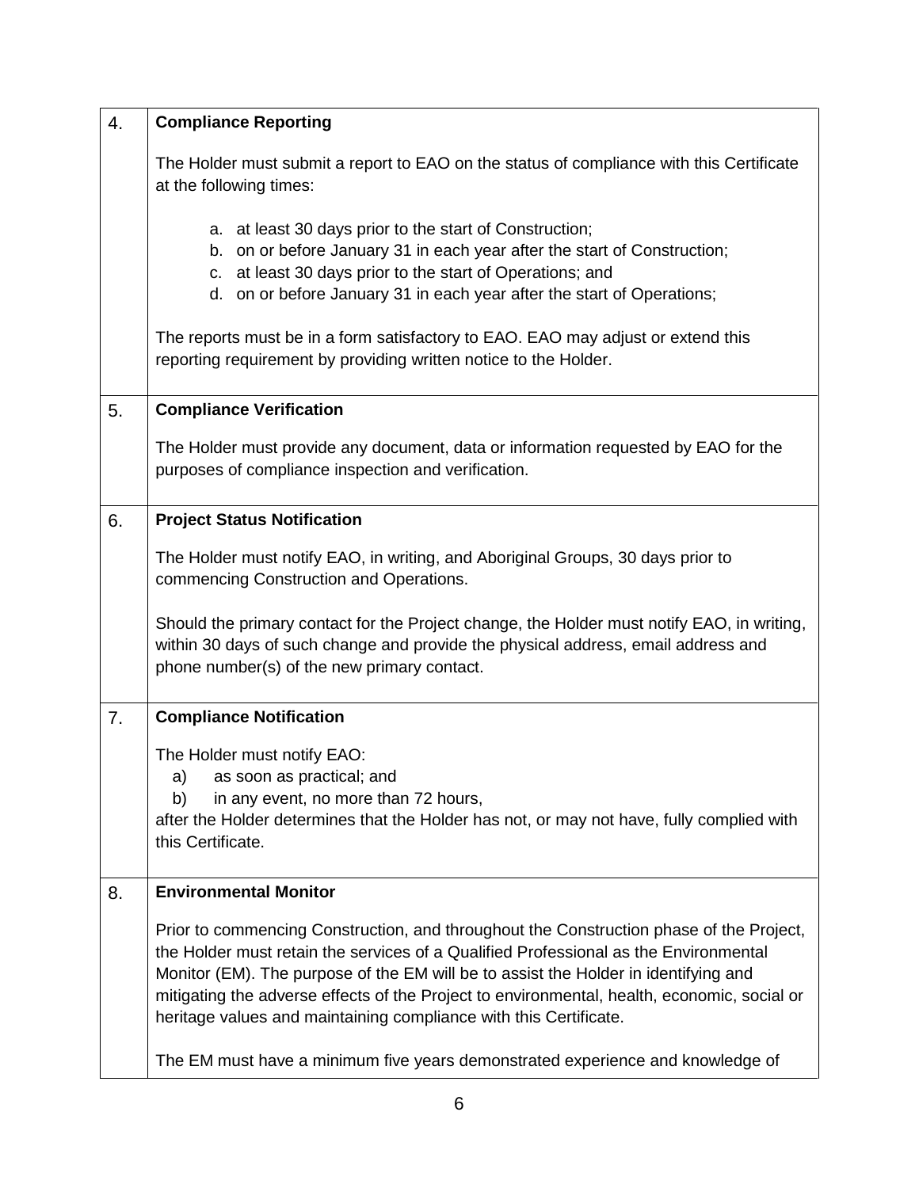| | |
|---|---|
| 4. | **Compliance Reporting**<br><br>The Holder must submit a report to EAO on the status of compliance with this Certificate at the following times:<br><br>a. at least 30 days prior to the start of Construction;<br>b. on or before January 31 in each year after the start of Construction;<br>c. at least 30 days prior to the start of Operations; and<br>d. on or before January 31 in each year after the start of Operations;<br><br>The reports must be in a form satisfactory to EAO. EAO may adjust or extend this reporting requirement by providing written notice to the Holder. |
| 5. | **Compliance Verification**<br><br>The Holder must provide any document, data or information requested by EAO for the purposes of compliance inspection and verification. |
| 6. | **Project Status Notification**<br><br>The Holder must notify EAO, in writing, and Aboriginal Groups, 30 days prior to commencing Construction and Operations.<br><br>Should the primary contact for the Project change, the Holder must notify EAO, in writing, within 30 days of such change and provide the physical address, email address and phone number(s) of the new primary contact. |
| 7. | **Compliance Notification**<br><br>The Holder must notify EAO:<br>a) as soon as practical; and<br>b) in any event, no more than 72 hours,<br>after the Holder determines that the Holder has not, or may not have, fully complied with this Certificate. |
| 8. | **Environmental Monitor**<br><br>Prior to commencing Construction, and throughout the Construction phase of the Project, the Holder must retain the services of a Qualified Professional as the Environmental Monitor (EM). The purpose of the EM will be to assist the Holder in identifying and mitigating the adverse effects of the Project to environmental, health, economic, social or heritage values and maintaining compliance with this Certificate.<br><br>The EM must have a minimum five years demonstrated experience and knowledge of |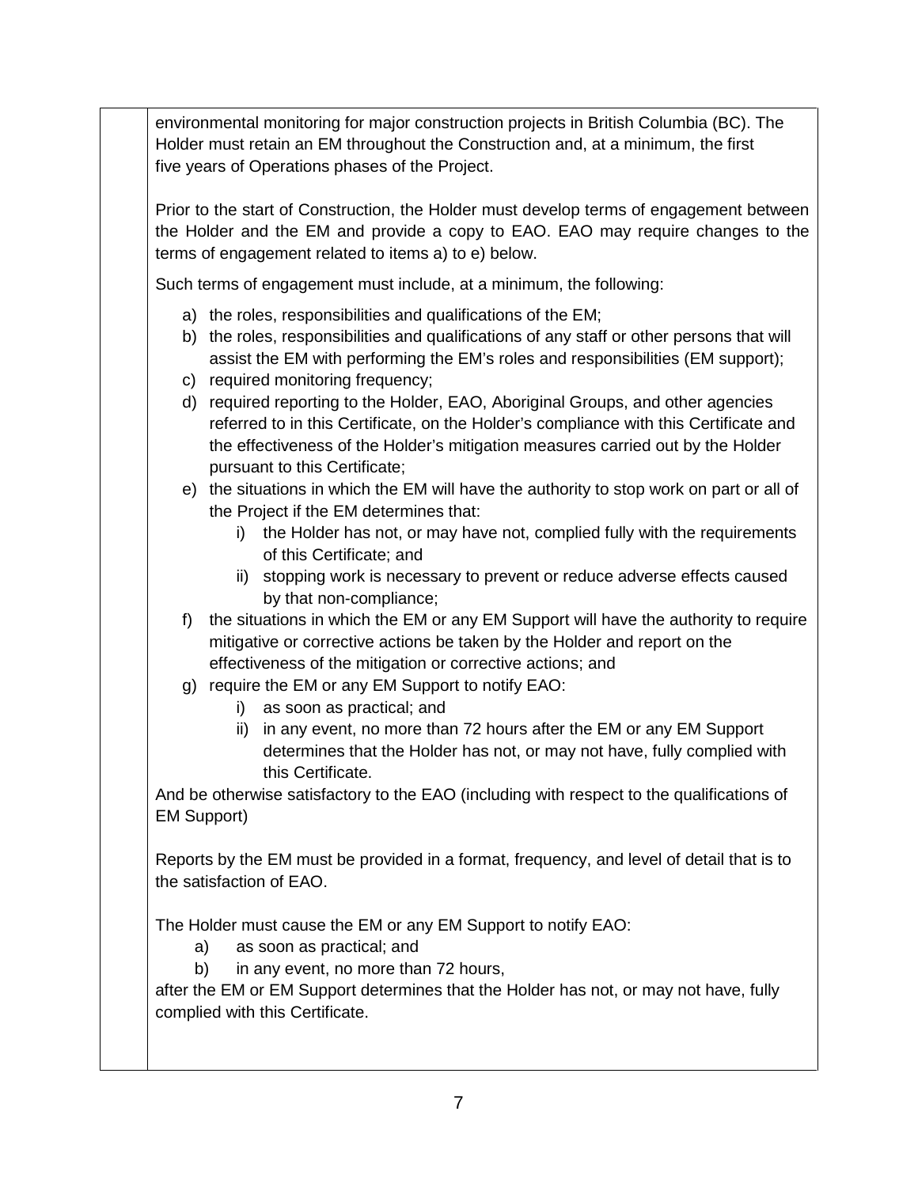environmental monitoring for major construction projects in British Columbia (BC). The Holder must retain an EM throughout the Construction and, at a minimum, the first five years of Operations phases of the Project.

Prior to the start of Construction, the Holder must develop terms of engagement between the Holder and the EM and provide a copy to EAO. EAO may require changes to the terms of engagement related to items a) to e) below.

Such terms of engagement must include, at a minimum, the following:

a) the roles, responsibilities and qualifications of the EM;
b) the roles, responsibilities and qualifications of any staff or other persons that will assist the EM with performing the EM's roles and responsibilities (EM support);
c) required monitoring frequency;
d) required reporting to the Holder, EAO, Aboriginal Groups, and other agencies referred to in this Certificate, on the Holder's compliance with this Certificate and the effectiveness of the Holder's mitigation measures carried out by the Holder pursuant to this Certificate;
e) the situations in which the EM will have the authority to stop work on part or all of the Project if the EM determines that:
   i) the Holder has not, or may have not, complied fully with the requirements of this Certificate; and
   ii) stopping work is necessary to prevent or reduce adverse effects caused by that non-compliance;
f) the situations in which the EM or any EM Support will have the authority to require mitigative or corrective actions be taken by the Holder and report on the effectiveness of the mitigation or corrective actions; and
g) require the EM or any EM Support to notify EAO:
   i) as soon as practical; and
   ii) in any event, no more than 72 hours after the EM or any EM Support determines that the Holder has not, or may not have, fully complied with this Certificate.

And be otherwise satisfactory to the EAO (including with respect to the qualifications of EM Support)

Reports by the EM must be provided in a format, frequency, and level of detail that is to the satisfaction of EAO.

The Holder must cause the EM or any EM Support to notify EAO:

a) as soon as practical; and
b) in any event, no more than 72 hours,

after the EM or EM Support determines that the Holder has not, or may not have, fully complied with this Certificate.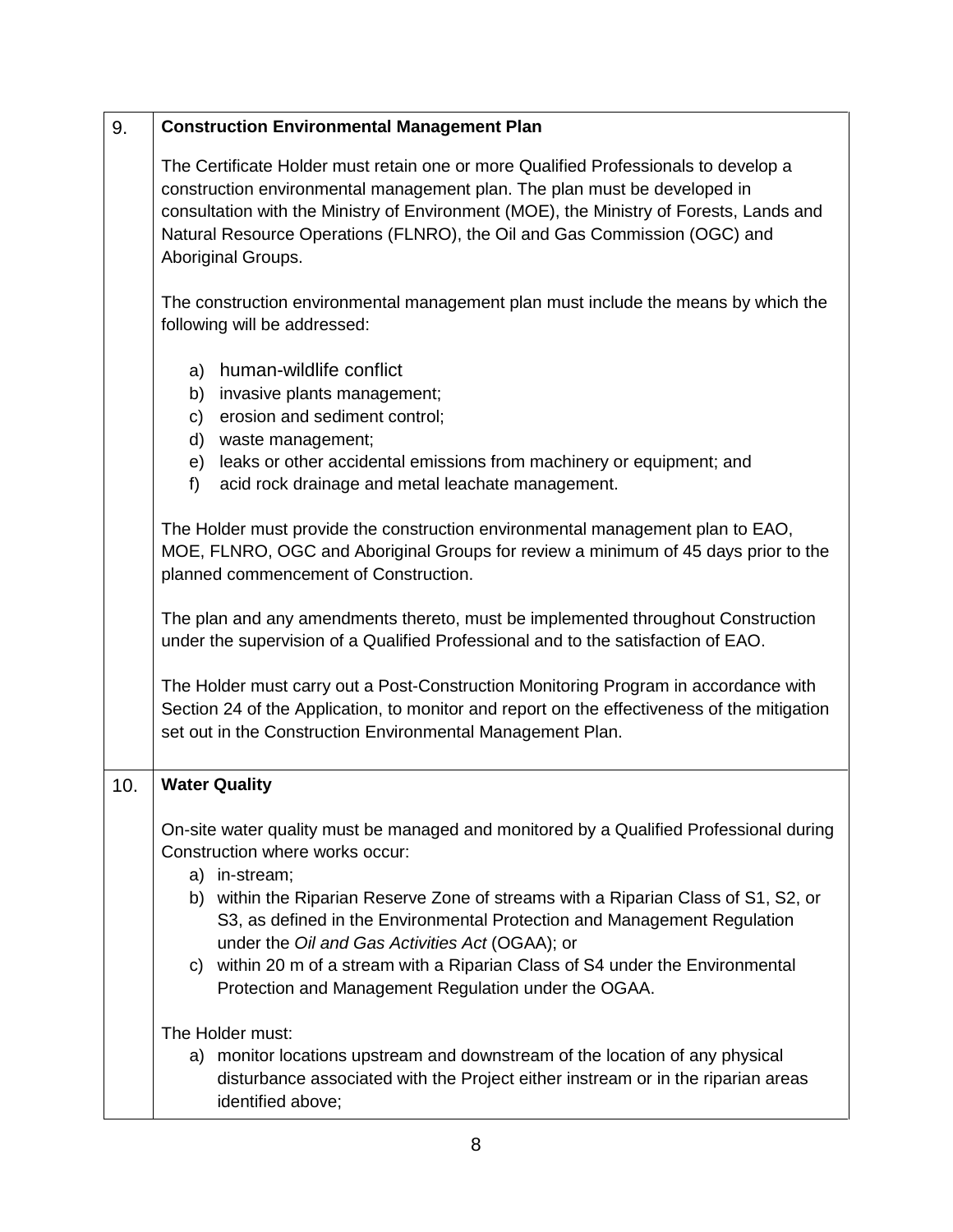| | |
|---|---|
| 9. | **Construction Environmental Management Plan**<br><br>The Certificate Holder must retain one or more Qualified Professionals to develop a construction environmental management plan. The plan must be developed in consultation with the Ministry of Environment (MOE), the Ministry of Forests, Lands and Natural Resource Operations (FLNRO), the Oil and Gas Commission (OGC) and Aboriginal Groups.<br><br>The construction environmental management plan must include the means by which the following will be addressed:<br><br>a) human-wildlife conflict<br>b) invasive plants management;<br>c) erosion and sediment control;<br>d) waste management;<br>e) leaks or other accidental emissions from machinery or equipment; and<br>f) acid rock drainage and metal leachate management.<br><br>The Holder must provide the construction environmental management plan to EAO, MOE, FLNRO, OGC and Aboriginal Groups for review a minimum of 45 days prior to the planned commencement of Construction.<br><br>The plan and any amendments thereto, must be implemented throughout Construction under the supervision of a Qualified Professional and to the satisfaction of EAO.<br><br>The Holder must carry out a Post-Construction Monitoring Program in accordance with Section 24 of the Application, to monitor and report on the effectiveness of the mitigation set out in the Construction Environmental Management Plan. |
| 10. | **Water Quality**<br><br>On-site water quality must be managed and monitored by a Qualified Professional during Construction where works occur:<br>a) in-stream;<br>b) within the Riparian Reserve Zone of streams with a Riparian Class of S1, S2, or S3, as defined in the Environmental Protection and Management Regulation under the *Oil and Gas Activities Act* (OGAA); or<br>c) within 20 m of a stream with a Riparian Class of S4 under the Environmental Protection and Management Regulation under the OGAA.<br><br>The Holder must:<br>a) monitor locations upstream and downstream of the location of any physical disturbance associated with the Project either instream or in the riparian areas identified above; |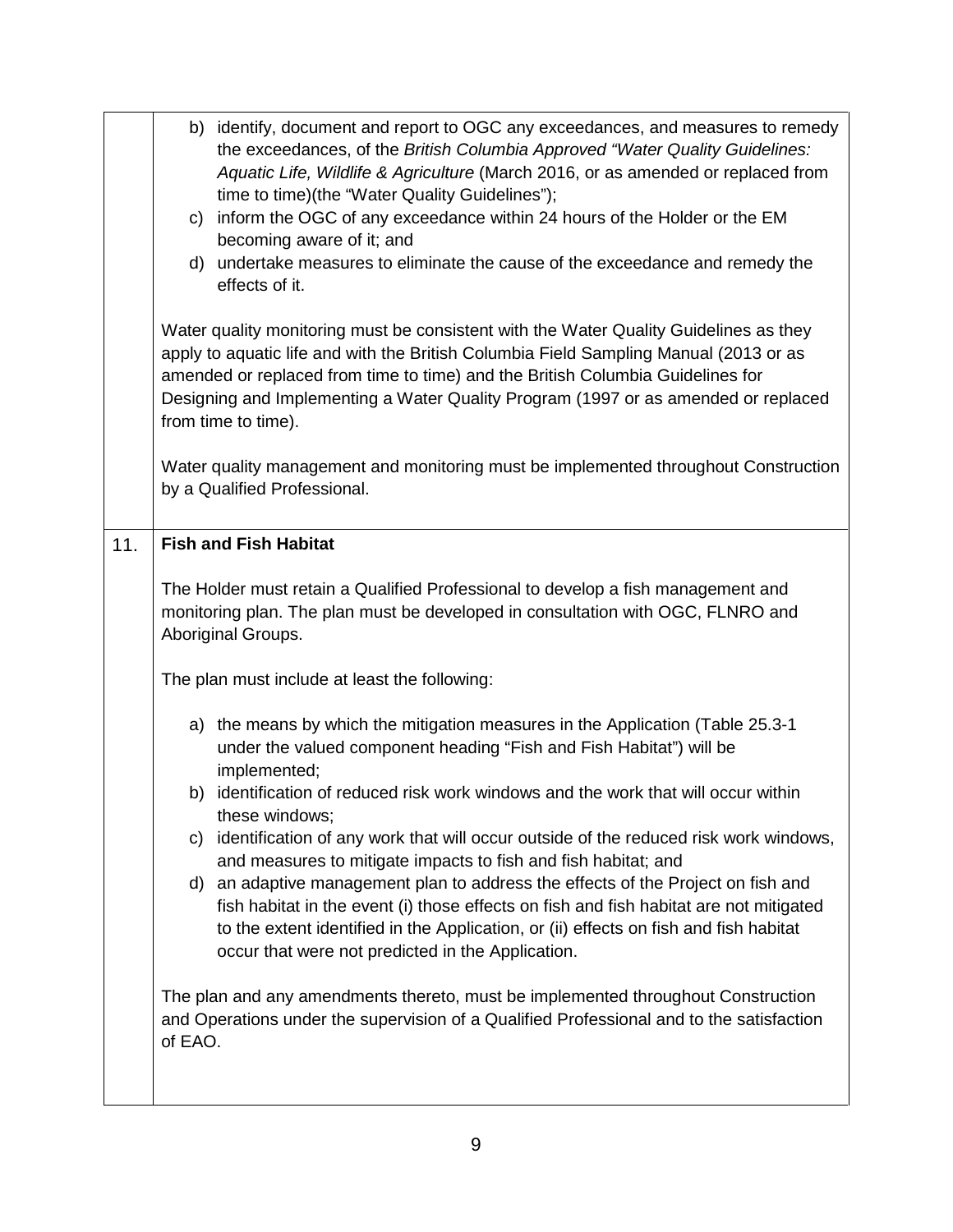| | |
|---|---|
| | b) identify, document and report to OGC any exceedances, and measures to remedy the exceedances, of the *British Columbia Approved "Water Quality Guidelines: Aquatic Life, Wildlife & Agriculture* (March 2016, or as amended or replaced from time to time)(the "Water Quality Guidelines");<br>c) inform the OGC of any exceedance within 24 hours of the Holder or the EM becoming aware of it; and<br>d) undertake measures to eliminate the cause of the exceedance and remedy the effects of it.<br><br>Water quality monitoring must be consistent with the Water Quality Guidelines as they apply to aquatic life and with the British Columbia Field Sampling Manual (2013 or as amended or replaced from time to time) and the British Columbia Guidelines for Designing and Implementing a Water Quality Program (1997 or as amended or replaced from time to time).<br><br>Water quality management and monitoring must be implemented throughout Construction by a Qualified Professional. |
| 11. | **Fish and Fish Habitat**<br><br>The Holder must retain a Qualified Professional to develop a fish management and monitoring plan. The plan must be developed in consultation with OGC, FLNRO and Aboriginal Groups.<br><br>The plan must include at least the following:<br><br>a) the means by which the mitigation measures in the Application (Table 25.3-1 under the valued component heading "Fish and Fish Habitat") will be implemented;<br>b) identification of reduced risk work windows and the work that will occur within these windows;<br>c) identification of any work that will occur outside of the reduced risk work windows, and measures to mitigate impacts to fish and fish habitat; and<br>d) an adaptive management plan to address the effects of the Project on fish and fish habitat in the event (i) those effects on fish and fish habitat are not mitigated to the extent identified in the Application, or (ii) effects on fish and fish habitat occur that were not predicted in the Application.<br><br>The plan and any amendments thereto, must be implemented throughout Construction and Operations under the supervision of a Qualified Professional and to the satisfaction of EAO. |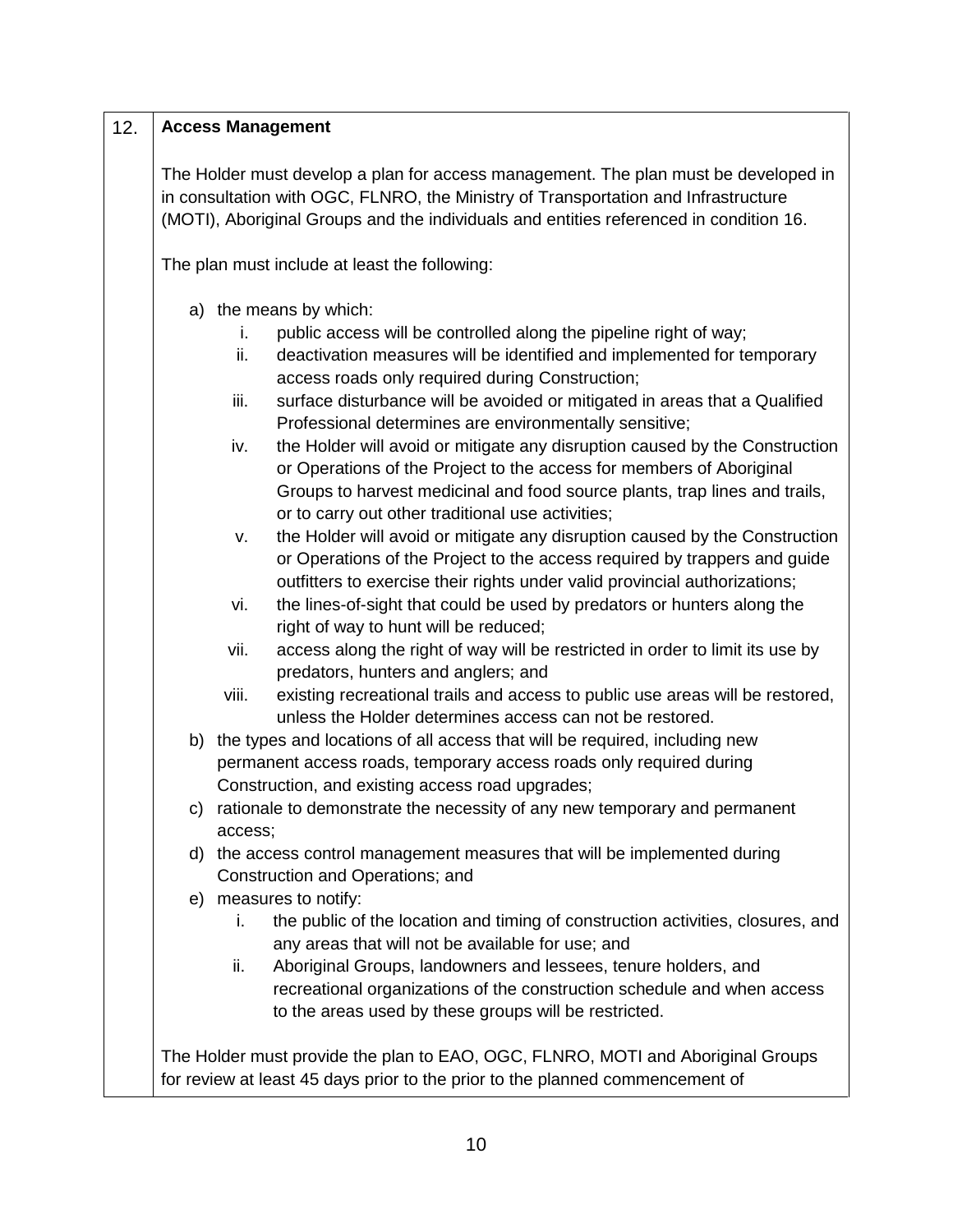12. **Access Management**

The Holder must develop a plan for access management. The plan must be developed in in consultation with OGC, FLNRO, the Ministry of Transportation and Infrastructure (MOTI), Aboriginal Groups and the individuals and entities referenced in condition 16.

The plan must include at least the following:

a) the means by which:
   i. public access will be controlled along the pipeline right of way;
   ii. deactivation measures will be identified and implemented for temporary access roads only required during Construction;
   iii. surface disturbance will be avoided or mitigated in areas that a Qualified Professional determines are environmentally sensitive;
   iv. the Holder will avoid or mitigate any disruption caused by the Construction or Operations of the Project to the access for members of Aboriginal Groups to harvest medicinal and food source plants, trap lines and trails, or to carry out other traditional use activities;
   v. the Holder will avoid or mitigate any disruption caused by the Construction or Operations of the Project to the access required by trappers and guide outfitters to exercise their rights under valid provincial authorizations;
   vi. the lines-of-sight that could be used by predators or hunters along the right of way to hunt will be reduced;
   vii. access along the right of way will be restricted in order to limit its use by predators, hunters and anglers; and
   viii. existing recreational trails and access to public use areas will be restored, unless the Holder determines access can not be restored.
b) the types and locations of all access that will be required, including new permanent access roads, temporary access roads only required during Construction, and existing access road upgrades;
c) rationale to demonstrate the necessity of any new temporary and permanent access;
d) the access control management measures that will be implemented during Construction and Operations; and
e) measures to notify:
   i. the public of the location and timing of construction activities, closures, and any areas that will not be available for use; and
   ii. Aboriginal Groups, landowners and lessees, tenure holders, and recreational organizations of the construction schedule and when access to the areas used by these groups will be restricted.

The Holder must provide the plan to EAO, OGC, FLNRO, MOTI and Aboriginal Groups for review at least 45 days prior to the prior to the planned commencement of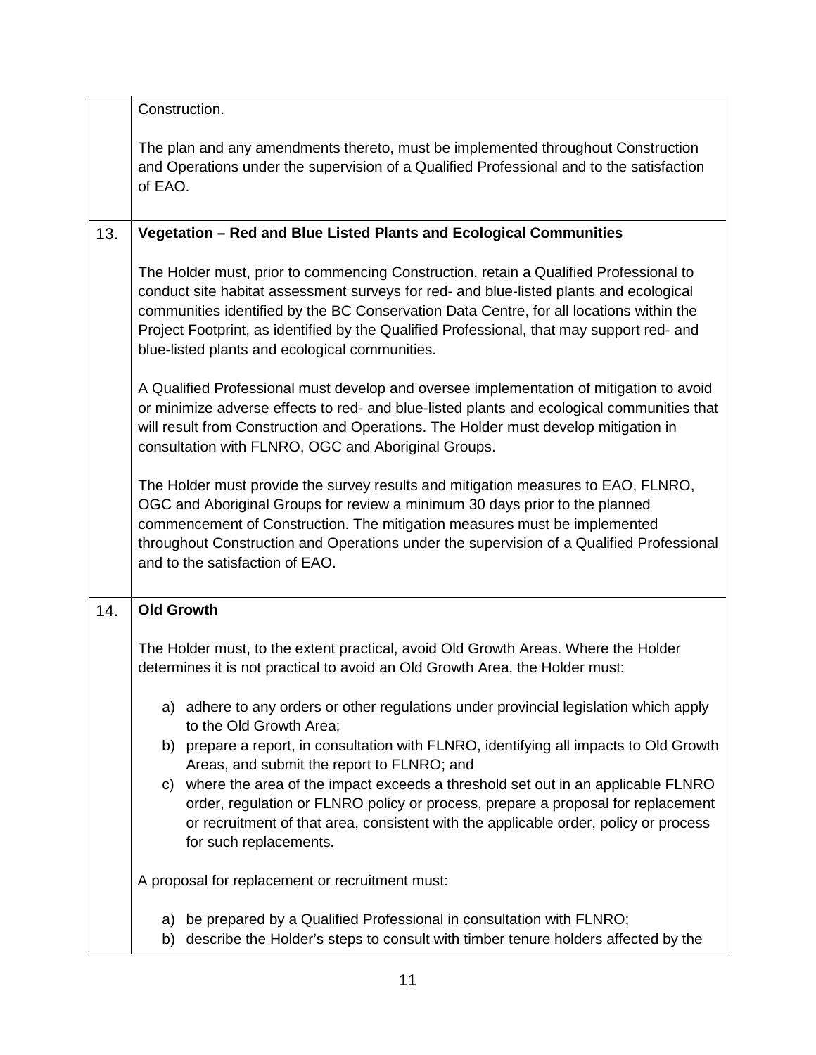| | |
|---|---|
| | Construction.<br><br>The plan and any amendments thereto, must be implemented throughout Construction and Operations under the supervision of a Qualified Professional and to the satisfaction of EAO. |
| 13. | **Vegetation – Red and Blue Listed Plants and Ecological Communities**<br><br>The Holder must, prior to commencing Construction, retain a Qualified Professional to conduct site habitat assessment surveys for red- and blue-listed plants and ecological communities identified by the BC Conservation Data Centre, for all locations within the Project Footprint, as identified by the Qualified Professional, that may support red- and blue-listed plants and ecological communities.<br><br>A Qualified Professional must develop and oversee implementation of mitigation to avoid or minimize adverse effects to red- and blue-listed plants and ecological communities that will result from Construction and Operations. The Holder must develop mitigation in consultation with FLNRO, OGC and Aboriginal Groups.<br><br>The Holder must provide the survey results and mitigation measures to EAO, FLNRO, OGC and Aboriginal Groups for review a minimum 30 days prior to the planned commencement of Construction. The mitigation measures must be implemented throughout Construction and Operations under the supervision of a Qualified Professional and to the satisfaction of EAO. |
| 14. | **Old Growth**<br><br>The Holder must, to the extent practical, avoid Old Growth Areas. Where the Holder determines it is not practical to avoid an Old Growth Area, the Holder must:<br><br>a) adhere to any orders or other regulations under provincial legislation which apply to the Old Growth Area;<br>b) prepare a report, in consultation with FLNRO, identifying all impacts to Old Growth Areas, and submit the report to FLNRO; and<br>c) where the area of the impact exceeds a threshold set out in an applicable FLNRO order, regulation or FLNRO policy or process, prepare a proposal for replacement or recruitment of that area, consistent with the applicable order, policy or process for such replacements.<br><br>A proposal for replacement or recruitment must:<br><br>a) be prepared by a Qualified Professional in consultation with FLNRO;<br>b) describe the Holder's steps to consult with timber tenure holders affected by the |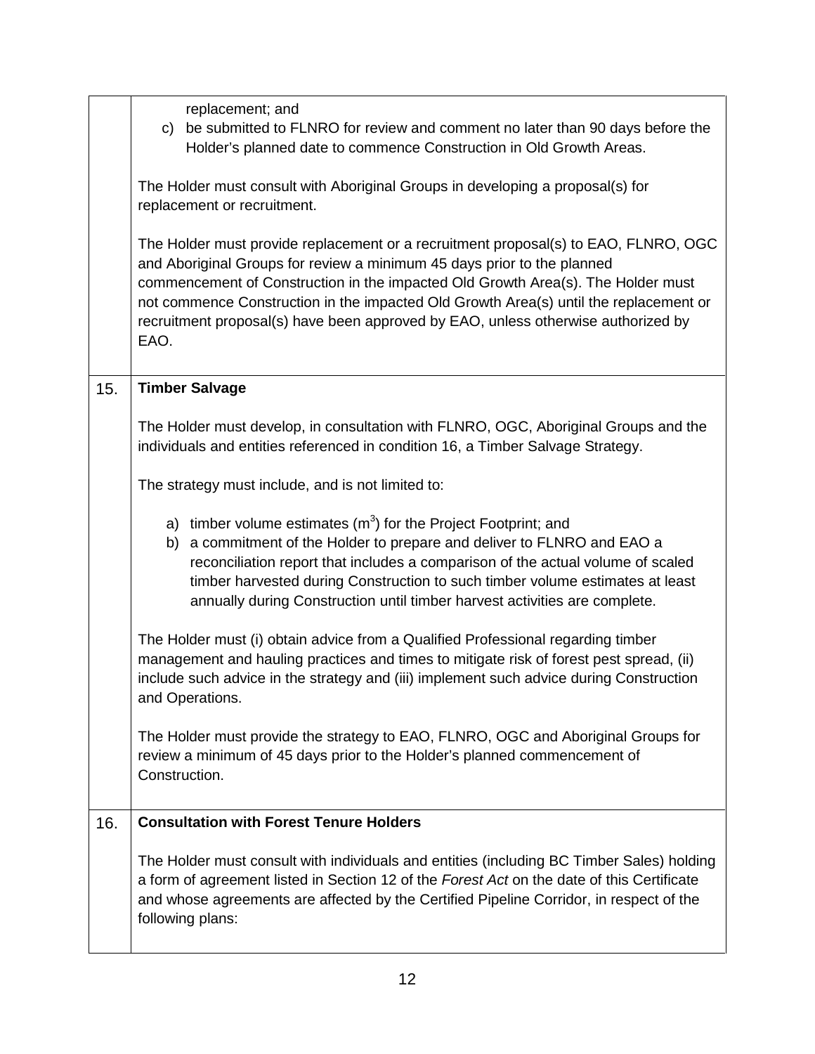| | |
|---|---|
| | replacement; and<br>c) be submitted to FLNRO for review and comment no later than 90 days before the Holder's planned date to commence Construction in Old Growth Areas.<br><br>The Holder must consult with Aboriginal Groups in developing a proposal(s) for replacement or recruitment.<br><br>The Holder must provide replacement or a recruitment proposal(s) to EAO, FLNRO, OGC and Aboriginal Groups for review a minimum 45 days prior to the planned commencement of Construction in the impacted Old Growth Area(s). The Holder must not commence Construction in the impacted Old Growth Area(s) until the replacement or recruitment proposal(s) have been approved by EAO, unless otherwise authorized by EAO. |
| 15. | **Timber Salvage**<br><br>The Holder must develop, in consultation with FLNRO, OGC, Aboriginal Groups and the individuals and entities referenced in condition 16, a Timber Salvage Strategy.<br><br>The strategy must include, and is not limited to:<br><br>a) timber volume estimates ($m^3$) for the Project Footprint; and<br>b) a commitment of the Holder to prepare and deliver to FLNRO and EAO a reconciliation report that includes a comparison of the actual volume of scaled timber harvested during Construction to such timber volume estimates at least annually during Construction until timber harvest activities are complete.<br><br>The Holder must (i) obtain advice from a Qualified Professional regarding timber management and hauling practices and times to mitigate risk of forest pest spread, (ii) include such advice in the strategy and (iii) implement such advice during Construction and Operations.<br><br>The Holder must provide the strategy to EAO, FLNRO, OGC and Aboriginal Groups for review a minimum of 45 days prior to the Holder's planned commencement of Construction. |
| 16. | **Consultation with Forest Tenure Holders**<br><br>The Holder must consult with individuals and entities (including BC Timber Sales) holding a form of agreement listed in Section 12 of the *Forest Act* on the date of this Certificate and whose agreements are affected by the Certified Pipeline Corridor, in respect of the following plans: |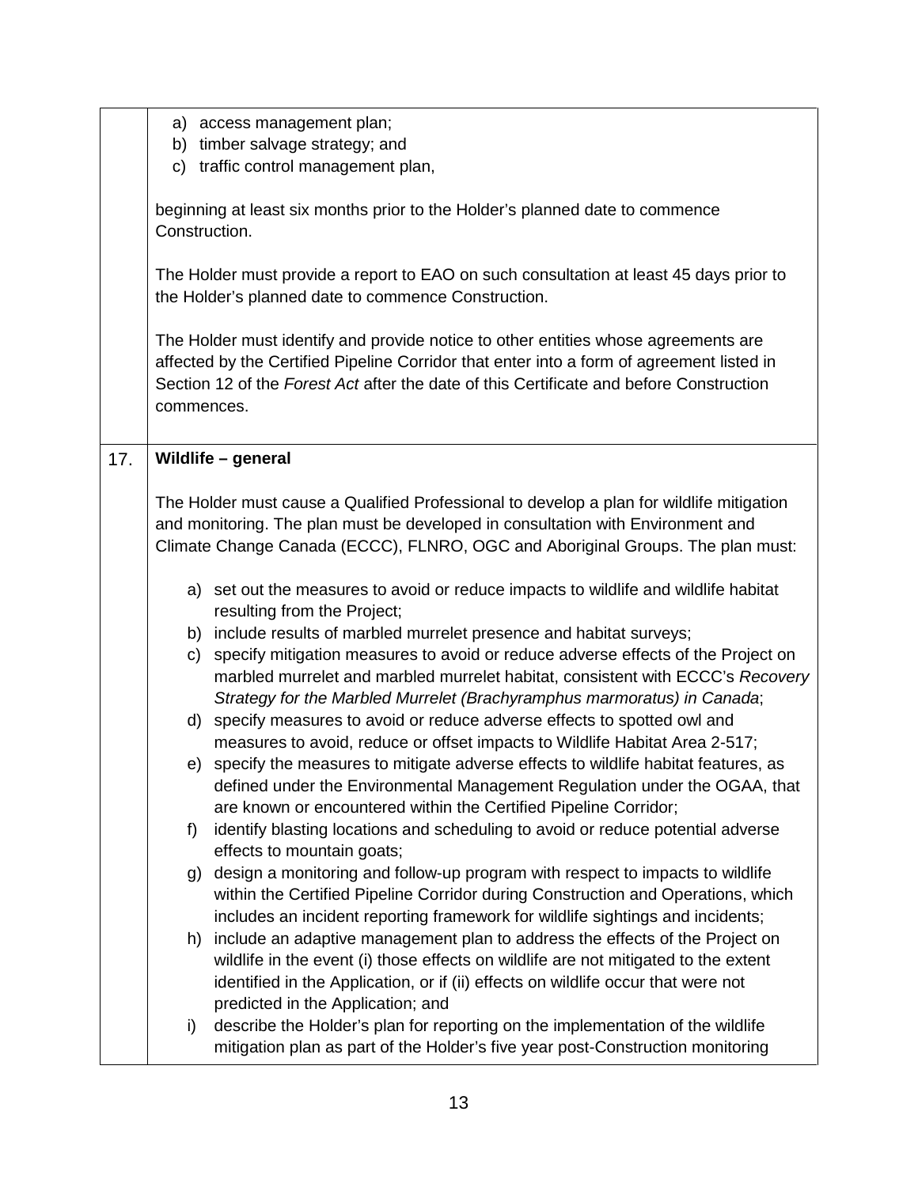| | |
|---|---|
| | a) access management plan;<br>b) timber salvage strategy; and<br>c) traffic control management plan,<br><br>beginning at least six months prior to the Holder's planned date to commence Construction.<br><br>The Holder must provide a report to EAO on such consultation at least 45 days prior to the Holder's planned date to commence Construction.<br><br>The Holder must identify and provide notice to other entities whose agreements are affected by the Certified Pipeline Corridor that enter into a form of agreement listed in Section 12 of the *Forest Act* after the date of this Certificate and before Construction commences. |
| 17. | **Wildlife – general**<br><br>The Holder must cause a Qualified Professional to develop a plan for wildlife mitigation and monitoring. The plan must be developed in consultation with Environment and Climate Change Canada (ECCC), FLNRO, OGC and Aboriginal Groups. The plan must:<br><br>a) set out the measures to avoid or reduce impacts to wildlife and wildlife habitat resulting from the Project;<br>b) include results of marbled murrelet presence and habitat surveys;<br>c) specify mitigation measures to avoid or reduce adverse effects of the Project on marbled murrelet and marbled murrelet habitat, consistent with ECCC's *Recovery Strategy for the Marbled Murrelet (Brachyramphus marmoratus) in Canada*;<br>d) specify measures to avoid or reduce adverse effects to spotted owl and measures to avoid, reduce or offset impacts to Wildlife Habitat Area 2-517;<br>e) specify the measures to mitigate adverse effects to wildlife habitat features, as defined under the Environmental Management Regulation under the OGAA, that are known or encountered within the Certified Pipeline Corridor;<br>f) identify blasting locations and scheduling to avoid or reduce potential adverse effects to mountain goats;<br>g) design a monitoring and follow-up program with respect to impacts to wildlife within the Certified Pipeline Corridor during Construction and Operations, which includes an incident reporting framework for wildlife sightings and incidents;<br>h) include an adaptive management plan to address the effects of the Project on wildlife in the event (i) those effects on wildlife are not mitigated to the extent identified in the Application, or if (ii) effects on wildlife occur that were not predicted in the Application; and<br>i) describe the Holder's plan for reporting on the implementation of the wildlife mitigation plan as part of the Holder's five year post-Construction monitoring |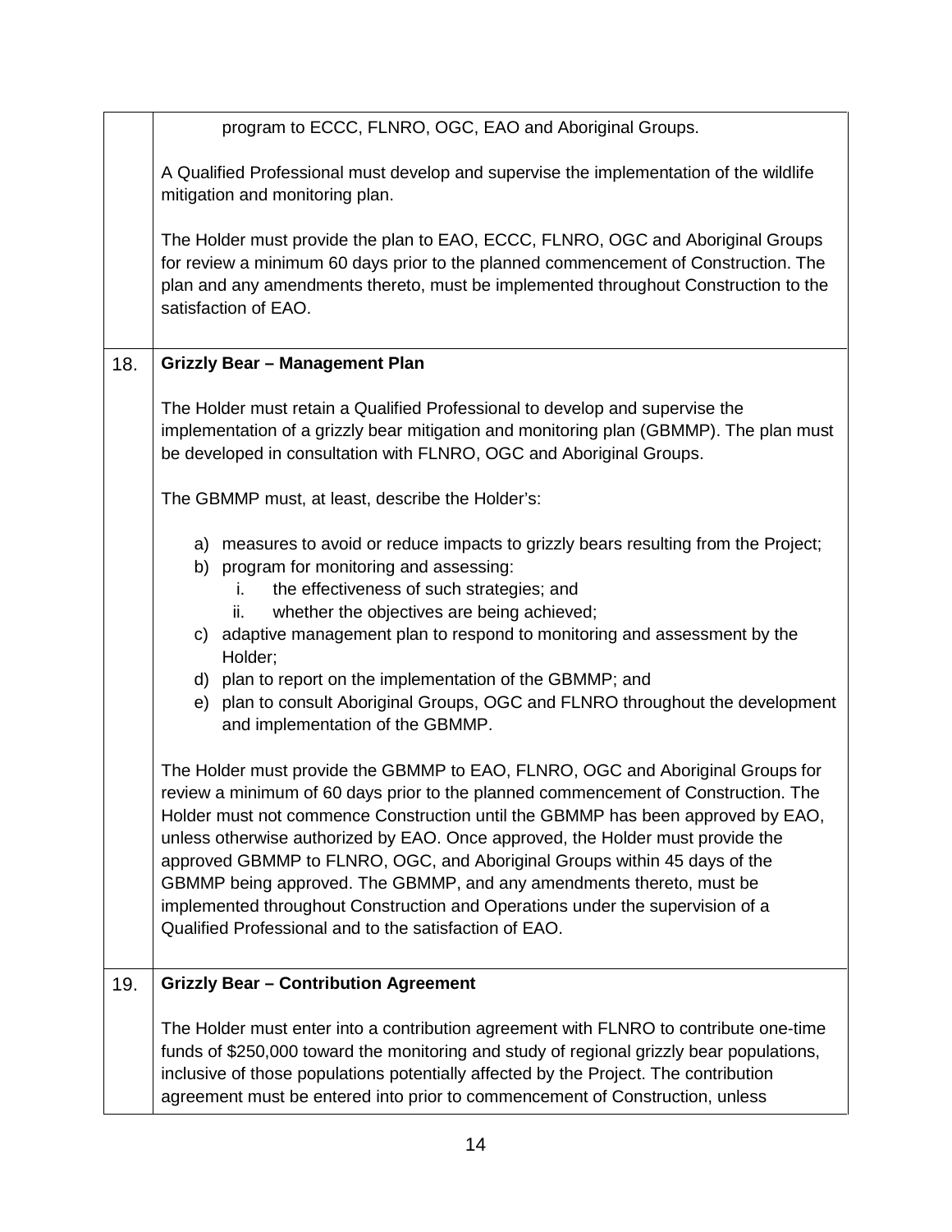| | |
|---|---|
| | program to ECCC, FLNRO, OGC, EAO and Aboriginal Groups.<br><br>A Qualified Professional must develop and supervise the implementation of the wildlife mitigation and monitoring plan.<br><br>The Holder must provide the plan to EAO, ECCC, FLNRO, OGC and Aboriginal Groups for review a minimum 60 days prior to the planned commencement of Construction. The plan and any amendments thereto, must be implemented throughout Construction to the satisfaction of EAO. |
| 18. | **Grizzly Bear – Management Plan**<br><br>The Holder must retain a Qualified Professional to develop and supervise the implementation of a grizzly bear mitigation and monitoring plan (GBMMP). The plan must be developed in consultation with FLNRO, OGC and Aboriginal Groups.<br><br>The GBMMP must, at least, describe the Holder's:<br><br>a) measures to avoid or reduce impacts to grizzly bears resulting from the Project;<br>b) program for monitoring and assessing:<br>&nbsp;&nbsp;&nbsp;&nbsp;i. the effectiveness of such strategies; and<br>&nbsp;&nbsp;&nbsp;&nbsp;ii. whether the objectives are being achieved;<br>c) adaptive management plan to respond to monitoring and assessment by the Holder;<br>d) plan to report on the implementation of the GBMMP; and<br>e) plan to consult Aboriginal Groups, OGC and FLNRO throughout the development and implementation of the GBMMP.<br><br>The Holder must provide the GBMMP to EAO, FLNRO, OGC and Aboriginal Groups for review a minimum of 60 days prior to the planned commencement of Construction. The Holder must not commence Construction until the GBMMP has been approved by EAO, unless otherwise authorized by EAO. Once approved, the Holder must provide the approved GBMMP to FLNRO, OGC, and Aboriginal Groups within 45 days of the GBMMP being approved. The GBMMP, and any amendments thereto, must be implemented throughout Construction and Operations under the supervision of a Qualified Professional and to the satisfaction of EAO. |
| 19. | **Grizzly Bear – Contribution Agreement**<br><br>The Holder must enter into a contribution agreement with FLNRO to contribute one-time funds of $250,000 toward the monitoring and study of regional grizzly bear populations, inclusive of those populations potentially affected by the Project. The contribution agreement must be entered into prior to commencement of Construction, unless |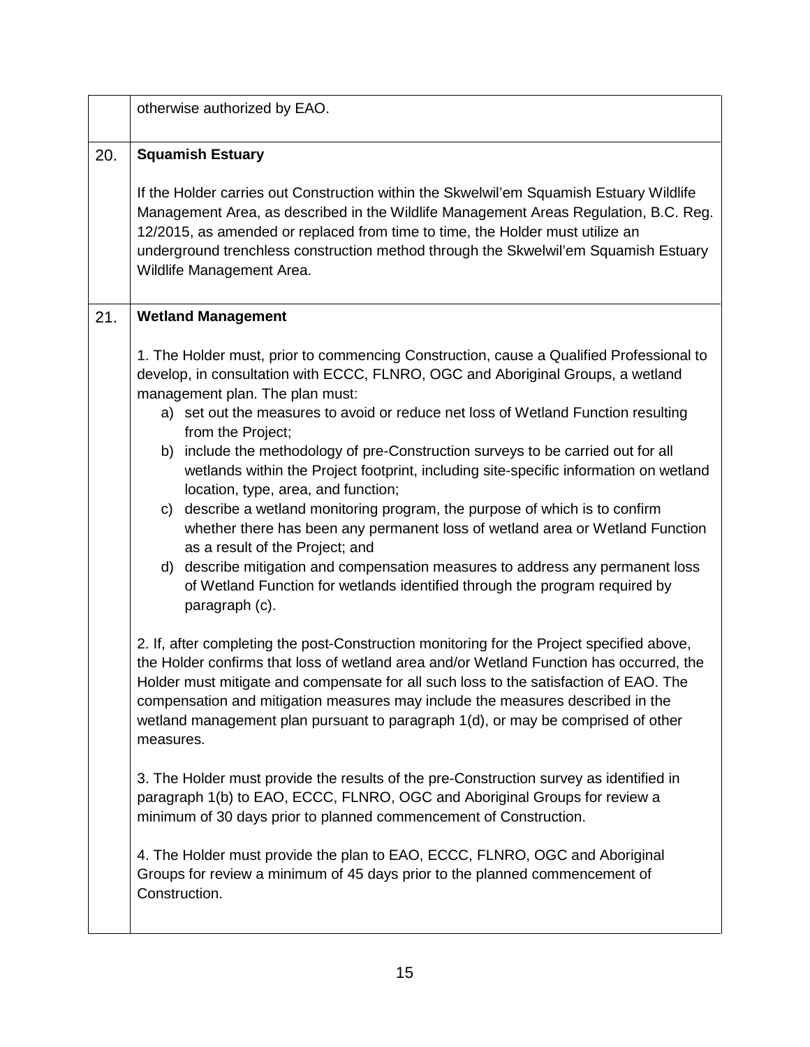|  |  |
|---|---|
|  | otherwise authorized by EAO. |
| 20. | **Squamish Estuary**<br><br>If the Holder carries out Construction within the Skwelwil'em Squamish Estuary Wildlife Management Area, as described in the Wildlife Management Areas Regulation, B.C. Reg. 12/2015, as amended or replaced from time to time, the Holder must utilize an underground trenchless construction method through the Skwelwil'em Squamish Estuary Wildlife Management Area. |
| 21. | **Wetland Management**<br><br>1. The Holder must, prior to commencing Construction, cause a Qualified Professional to develop, in consultation with ECCC, FLNRO, OGC and Aboriginal Groups, a wetland management plan. The plan must:<br>a) set out the measures to avoid or reduce net loss of Wetland Function resulting from the Project;<br>b) include the methodology of pre-Construction surveys to be carried out for all wetlands within the Project footprint, including site-specific information on wetland location, type, area, and function;<br>c) describe a wetland monitoring program, the purpose of which is to confirm whether there has been any permanent loss of wetland area or Wetland Function as a result of the Project; and<br>d) describe mitigation and compensation measures to address any permanent loss of Wetland Function for wetlands identified through the program required by paragraph (c).<br><br>2. If, after completing the post-Construction monitoring for the Project specified above, the Holder confirms that loss of wetland area and/or Wetland Function has occurred, the Holder must mitigate and compensate for all such loss to the satisfaction of EAO. The compensation and mitigation measures may include the measures described in the wetland management plan pursuant to paragraph 1(d), or may be comprised of other measures.<br><br>3. The Holder must provide the results of the pre-Construction survey as identified in paragraph 1(b) to EAO, ECCC, FLNRO, OGC and Aboriginal Groups for review a minimum of 30 days prior to planned commencement of Construction.<br><br>4. The Holder must provide the plan to EAO, ECCC, FLNRO, OGC and Aboriginal Groups for review a minimum of 45 days prior to the planned commencement of Construction. |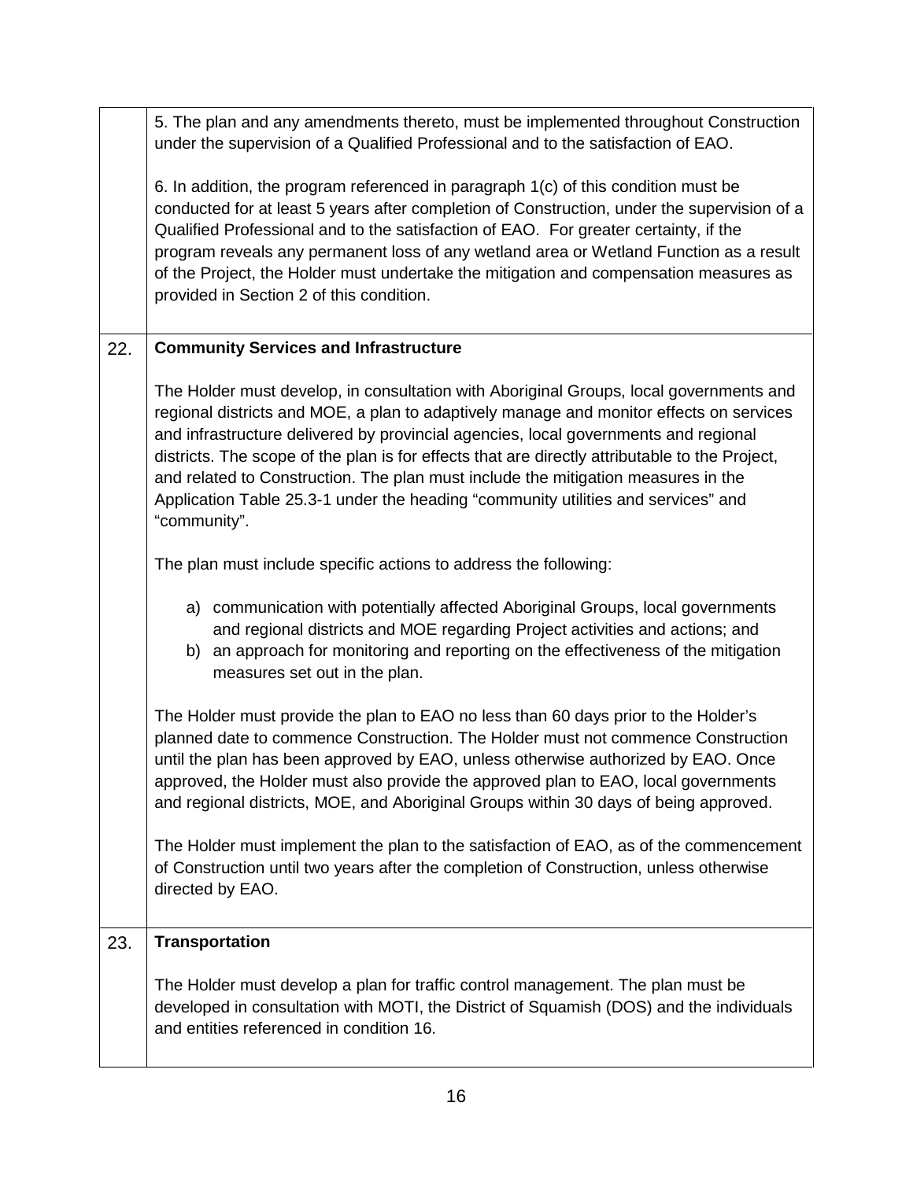| | |
|---|---|
| | 5. The plan and any amendments thereto, must be implemented throughout Construction under the supervision of a Qualified Professional and to the satisfaction of EAO.<br><br>6. In addition, the program referenced in paragraph 1(c) of this condition must be conducted for at least 5 years after completion of Construction, under the supervision of a Qualified Professional and to the satisfaction of EAO. For greater certainty, if the program reveals any permanent loss of any wetland area or Wetland Function as a result of the Project, the Holder must undertake the mitigation and compensation measures as provided in Section 2 of this condition. |
| 22. | **Community Services and Infrastructure**<br><br>The Holder must develop, in consultation with Aboriginal Groups, local governments and regional districts and MOE, a plan to adaptively manage and monitor effects on services and infrastructure delivered by provincial agencies, local governments and regional districts. The scope of the plan is for effects that are directly attributable to the Project, and related to Construction. The plan must include the mitigation measures in the Application Table 25.3-1 under the heading "community utilities and services" and "community".<br><br>The plan must include specific actions to address the following:<br><br>a) communication with potentially affected Aboriginal Groups, local governments and regional districts and MOE regarding Project activities and actions; and<br>b) an approach for monitoring and reporting on the effectiveness of the mitigation measures set out in the plan.<br><br>The Holder must provide the plan to EAO no less than 60 days prior to the Holder's planned date to commence Construction. The Holder must not commence Construction until the plan has been approved by EAO, unless otherwise authorized by EAO. Once approved, the Holder must also provide the approved plan to EAO, local governments and regional districts, MOE, and Aboriginal Groups within 30 days of being approved.<br><br>The Holder must implement the plan to the satisfaction of EAO, as of the commencement of Construction until two years after the completion of Construction, unless otherwise directed by EAO. |
| 23. | **Transportation**<br><br>The Holder must develop a plan for traffic control management. The plan must be developed in consultation with MOTI, the District of Squamish (DOS) and the individuals and entities referenced in condition 16. |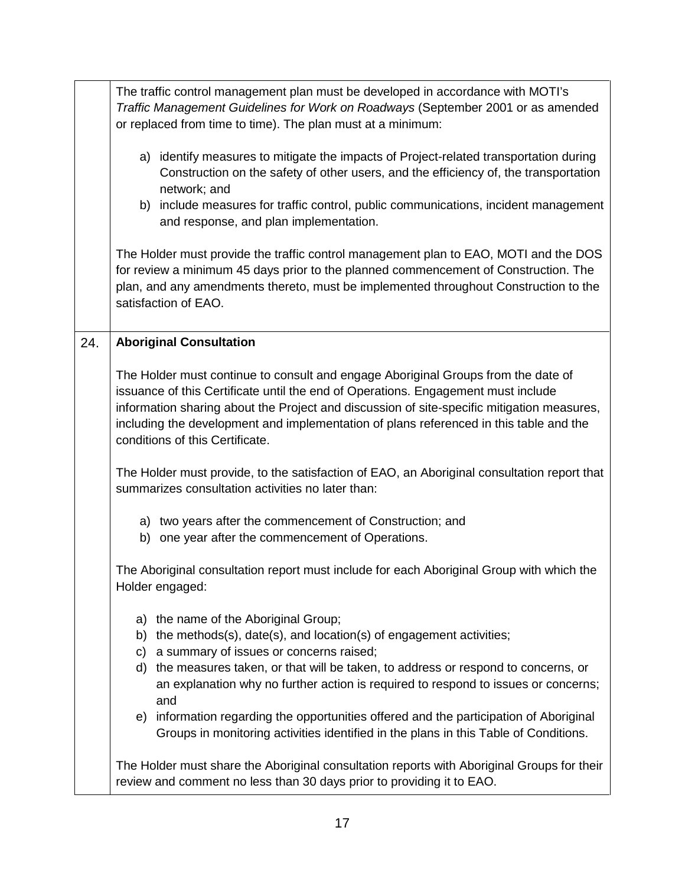| | |
|---|---|
| | The traffic control management plan must be developed in accordance with MOTI's *Traffic Management Guidelines for Work on Roadways* (September 2001 or as amended or replaced from time to time). The plan must at a minimum:<br><br>a) identify measures to mitigate the impacts of Project-related transportation during Construction on the safety of other users, and the efficiency of, the transportation network; and<br>b) include measures for traffic control, public communications, incident management and response, and plan implementation.<br><br>The Holder must provide the traffic control management plan to EAO, MOTI and the DOS for review a minimum 45 days prior to the planned commencement of Construction. The plan, and any amendments thereto, must be implemented throughout Construction to the satisfaction of EAO. |
| 24. | **Aboriginal Consultation**<br><br>The Holder must continue to consult and engage Aboriginal Groups from the date of issuance of this Certificate until the end of Operations. Engagement must include information sharing about the Project and discussion of site-specific mitigation measures, including the development and implementation of plans referenced in this table and the conditions of this Certificate.<br><br>The Holder must provide, to the satisfaction of EAO, an Aboriginal consultation report that summarizes consultation activities no later than:<br><br>a) two years after the commencement of Construction; and<br>b) one year after the commencement of Operations.<br><br>The Aboriginal consultation report must include for each Aboriginal Group with which the Holder engaged:<br><br>a) the name of the Aboriginal Group;<br>b) the methods(s), date(s), and location(s) of engagement activities;<br>c) a summary of issues or concerns raised;<br>d) the measures taken, or that will be taken, to address or respond to concerns, or an explanation why no further action is required to respond to issues or concerns; and<br>e) information regarding the opportunities offered and the participation of Aboriginal Groups in monitoring activities identified in the plans in this Table of Conditions.<br><br>The Holder must share the Aboriginal consultation reports with Aboriginal Groups for their review and comment no less than 30 days prior to providing it to EAO. |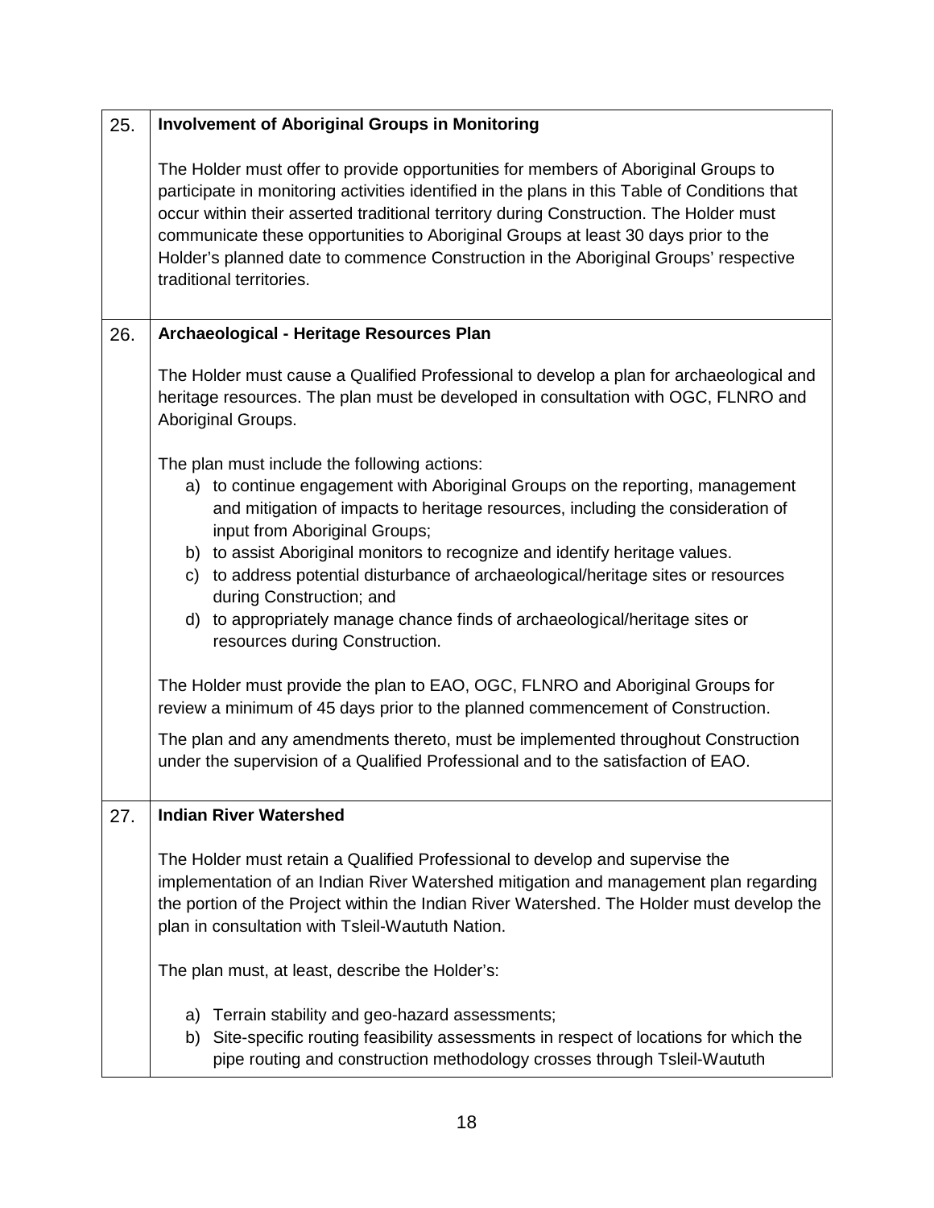| | |
|---|---|
| 25. | **Involvement of Aboriginal Groups in Monitoring**<br><br>The Holder must offer to provide opportunities for members of Aboriginal Groups to participate in monitoring activities identified in the plans in this Table of Conditions that occur within their asserted traditional territory during Construction. The Holder must communicate these opportunities to Aboriginal Groups at least 30 days prior to the Holder's planned date to commence Construction in the Aboriginal Groups' respective traditional territories. |
| 26. | **Archaeological - Heritage Resources Plan**<br><br>The Holder must cause a Qualified Professional to develop a plan for archaeological and heritage resources. The plan must be developed in consultation with OGC, FLNRO and Aboriginal Groups.<br><br>The plan must include the following actions:<br>a) to continue engagement with Aboriginal Groups on the reporting, management and mitigation of impacts to heritage resources, including the consideration of input from Aboriginal Groups;<br>b) to assist Aboriginal monitors to recognize and identify heritage values.<br>c) to address potential disturbance of archaeological/heritage sites or resources during Construction; and<br>d) to appropriately manage chance finds of archaeological/heritage sites or resources during Construction.<br><br>The Holder must provide the plan to EAO, OGC, FLNRO and Aboriginal Groups for review a minimum of 45 days prior to the planned commencement of Construction.<br><br>The plan and any amendments thereto, must be implemented throughout Construction under the supervision of a Qualified Professional and to the satisfaction of EAO. |
| 27. | **Indian River Watershed**<br><br>The Holder must retain a Qualified Professional to develop and supervise the implementation of an Indian River Watershed mitigation and management plan regarding the portion of the Project within the Indian River Watershed. The Holder must develop the plan in consultation with Tsleil-Waututh Nation.<br><br>The plan must, at least, describe the Holder's:<br><br>a) Terrain stability and geo-hazard assessments;<br>b) Site-specific routing feasibility assessments in respect of locations for which the pipe routing and construction methodology crosses through Tsleil-Waututh |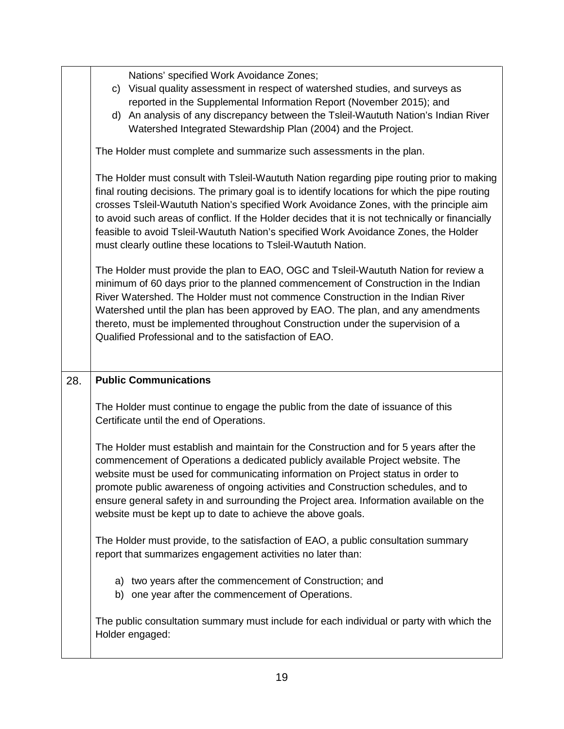| | |
|---|---|
| | Nations' specified Work Avoidance Zones;<br>c) Visual quality assessment in respect of watershed studies, and surveys as reported in the Supplemental Information Report (November 2015); and<br>d) An analysis of any discrepancy between the Tsleil-Waututh Nation's Indian River Watershed Integrated Stewardship Plan (2004) and the Project.<br><br>The Holder must complete and summarize such assessments in the plan.<br><br>The Holder must consult with Tsleil-Waututh Nation regarding pipe routing prior to making final routing decisions. The primary goal is to identify locations for which the pipe routing crosses Tsleil-Waututh Nation's specified Work Avoidance Zones, with the principle aim to avoid such areas of conflict. If the Holder decides that it is not technically or financially feasible to avoid Tsleil-Waututh Nation's specified Work Avoidance Zones, the Holder must clearly outline these locations to Tsleil-Waututh Nation.<br><br>The Holder must provide the plan to EAO, OGC and Tsleil-Waututh Nation for review a minimum of 60 days prior to the planned commencement of Construction in the Indian River Watershed. The Holder must not commence Construction in the Indian River Watershed until the plan has been approved by EAO. The plan, and any amendments thereto, must be implemented throughout Construction under the supervision of a Qualified Professional and to the satisfaction of EAO. |
| 28. | **Public Communications**<br><br>The Holder must continue to engage the public from the date of issuance of this Certificate until the end of Operations.<br><br>The Holder must establish and maintain for the Construction and for 5 years after the commencement of Operations a dedicated publicly available Project website. The website must be used for communicating information on Project status in order to promote public awareness of ongoing activities and Construction schedules, and to ensure general safety in and surrounding the Project area. Information available on the website must be kept up to date to achieve the above goals.<br><br>The Holder must provide, to the satisfaction of EAO, a public consultation summary report that summarizes engagement activities no later than:<br><br>a) two years after the commencement of Construction; and<br>b) one year after the commencement of Operations.<br><br>The public consultation summary must include for each individual or party with which the Holder engaged: |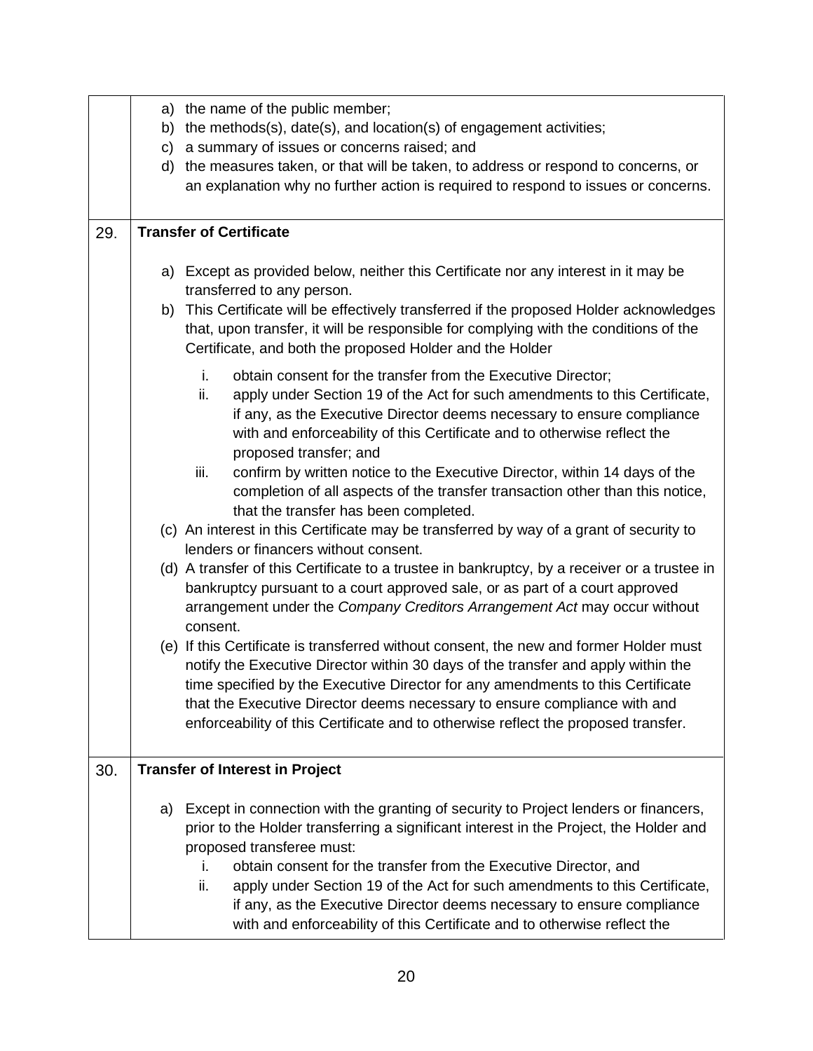|  |  |
| --- | --- |
|  | a) the name of the public member;<br>b) the methods(s), date(s), and location(s) of engagement activities;<br>c) a summary of issues or concerns raised; and<br>d) the measures taken, or that will be taken, to address or respond to concerns, or an explanation why no further action is required to respond to issues or concerns. |
| 29. | **Transfer of Certificate**<br><br>a) Except as provided below, neither this Certificate nor any interest in it may be transferred to any person.<br>b) This Certificate will be effectively transferred if the proposed Holder acknowledges that, upon transfer, it will be responsible for complying with the conditions of the Certificate, and both the proposed Holder and the Holder<br>i. obtain consent for the transfer from the Executive Director;<br>ii. apply under Section 19 of the Act for such amendments to this Certificate, if any, as the Executive Director deems necessary to ensure compliance with and enforceability of this Certificate and to otherwise reflect the proposed transfer; and<br>iii. confirm by written notice to the Executive Director, within 14 days of the completion of all aspects of the transfer transaction other than this notice, that the transfer has been completed.<br>(c) An interest in this Certificate may be transferred by way of a grant of security to lenders or financers without consent.<br>(d) A transfer of this Certificate to a trustee in bankruptcy, by a receiver or a trustee in bankruptcy pursuant to a court approved sale, or as part of a court approved arrangement under the *Company Creditors Arrangement Act* may occur without consent.<br>(e) If this Certificate is transferred without consent, the new and former Holder must notify the Executive Director within 30 days of the transfer and apply within the time specified by the Executive Director for any amendments to this Certificate that the Executive Director deems necessary to ensure compliance with and enforceability of this Certificate and to otherwise reflect the proposed transfer. |
| 30. | **Transfer of Interest in Project**<br><br>a) Except in connection with the granting of security to Project lenders or financers, prior to the Holder transferring a significant interest in the Project, the Holder and proposed transferee must:<br>i. obtain consent for the transfer from the Executive Director, and<br>ii. apply under Section 19 of the Act for such amendments to this Certificate, if any, as the Executive Director deems necessary to ensure compliance with and enforceability of this Certificate and to otherwise reflect the |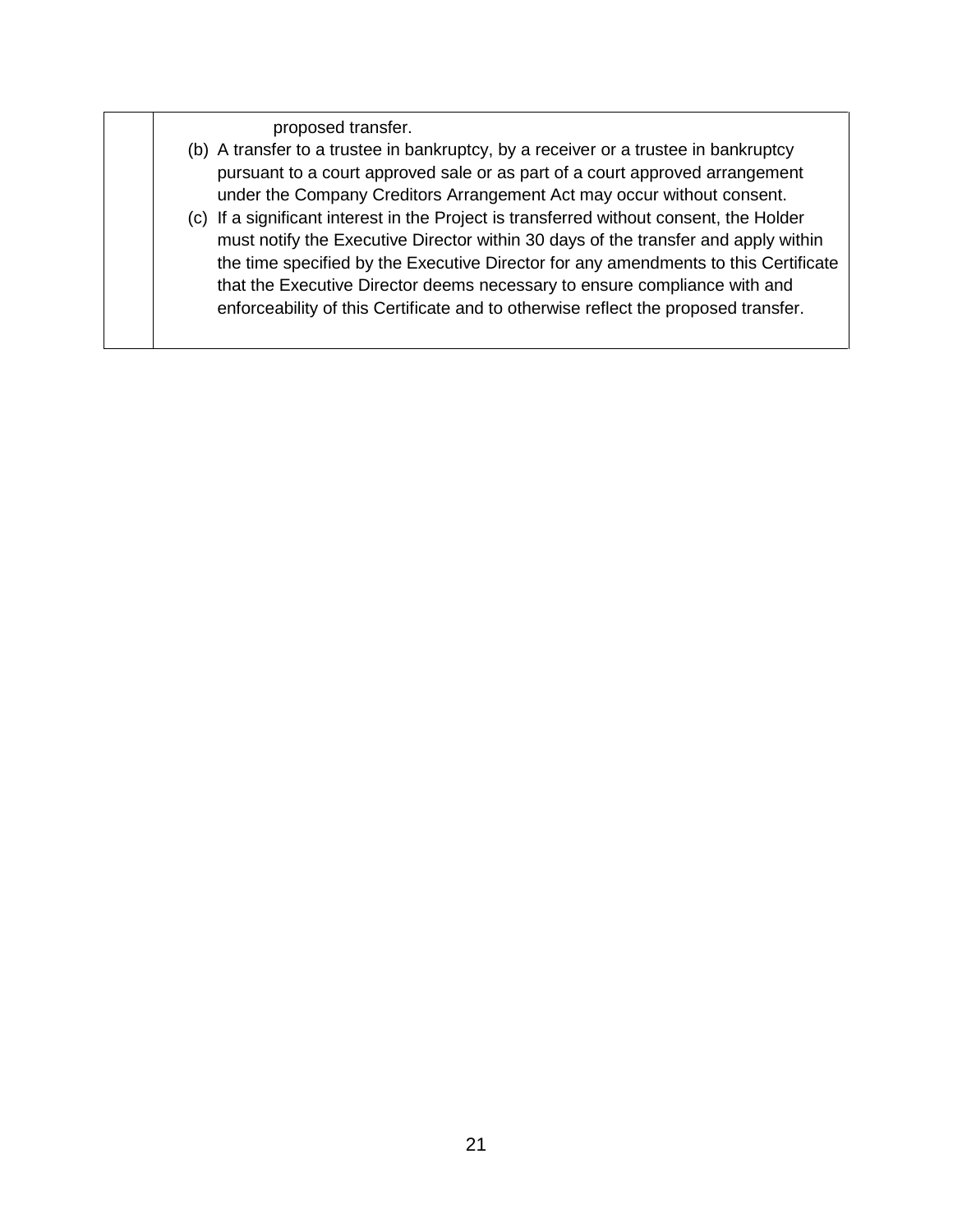| | |
|---|---|
| | proposed transfer.<br>(b) A transfer to a trustee in bankruptcy, by a receiver or a trustee in bankruptcy pursuant to a court approved sale or as part of a court approved arrangement under the Company Creditors Arrangement Act may occur without consent.<br>(c) If a significant interest in the Project is transferred without consent, the Holder must notify the Executive Director within 30 days of the transfer and apply within the time specified by the Executive Director for any amendments to this Certificate that the Executive Director deems necessary to ensure compliance with and enforceability of this Certificate and to otherwise reflect the proposed transfer. |